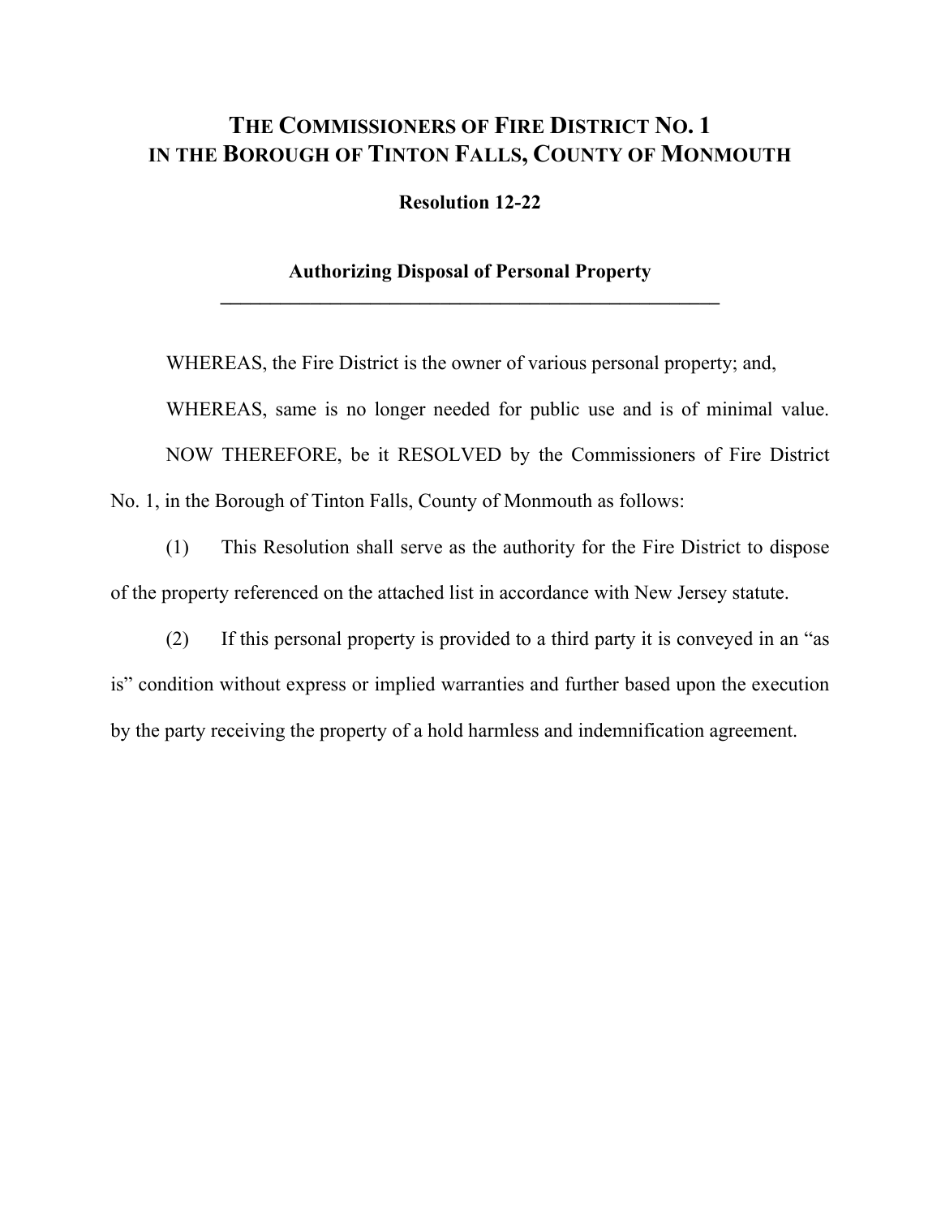# THE COMMISSIONERS OF FIRE DISTRICT NO. 1
# IN THE BOROUGH OF TINTON FALLS, COUNTY OF MONMOUTH

**Resolution 12-22**

**Authorizing Disposal of Personal Property**

---

WHEREAS, the Fire District is the owner of various personal property; and,

WHEREAS, same is no longer needed for public use and is of minimal value.

NOW THEREFORE, be it RESOLVED by the Commissioners of Fire District No. 1, in the Borough of Tinton Falls, County of Monmouth as follows:

(1) This Resolution shall serve as the authority for the Fire District to dispose of the property referenced on the attached list in accordance with New Jersey statute.

(2) If this personal property is provided to a third party it is conveyed in an "as is" condition without express or implied warranties and further based upon the execution by the party receiving the property of a hold harmless and indemnification agreement.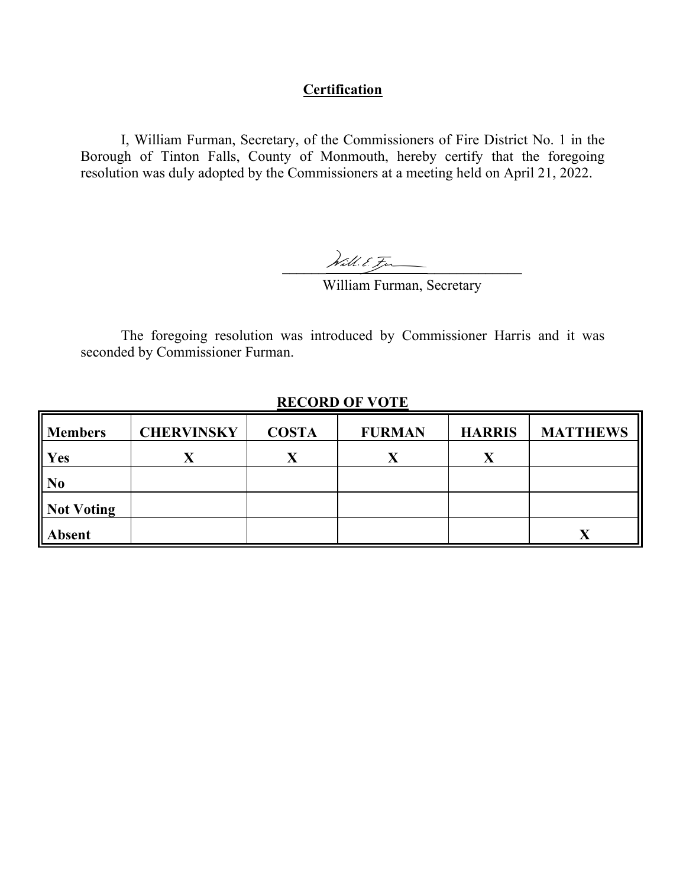## **Certification**

I, William Furman, Secretary, of the Commissioners of Fire District No. 1 in the Borough of Tinton Falls, County of Monmouth, hereby certify that the foregoing resolution was duly adopted by the Commissioners at a meeting held on April 21, 2022.

William Furman, Secretary

The foregoing resolution was introduced by Commissioner Harris and it was seconded by Commissioner Furman.

**RECORD OF VOTE**

| Members | CHERVINSKY | COSTA | FURMAN | HARRIS | MATTHEWS |
|---|---|---|---|---|---|
| Yes | X | X | X | X | |
| No | | | | | |
| Not Voting | | | | | |
| Absent | | | | | X |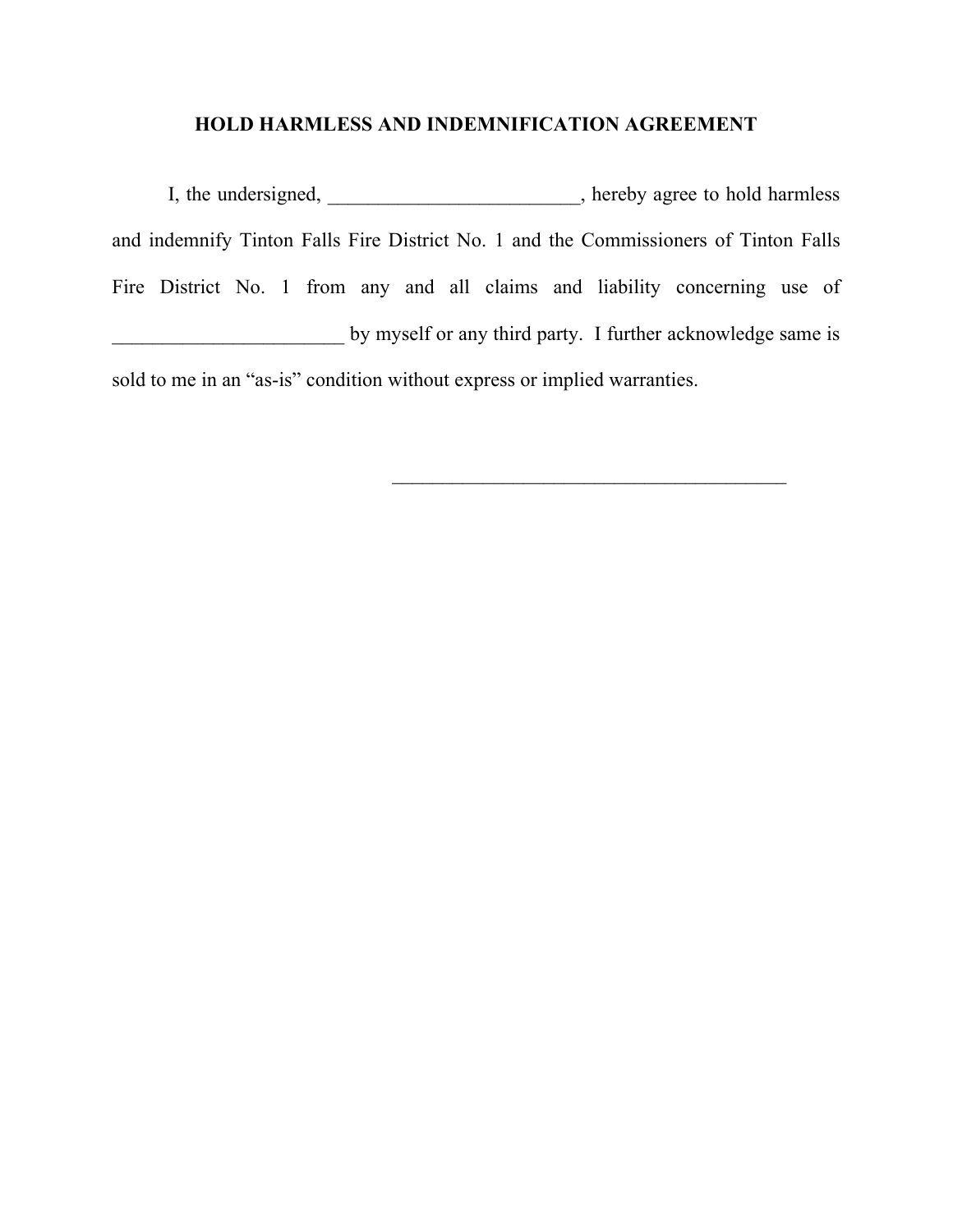# HOLD HARMLESS AND INDEMNIFICATION AGREEMENT

I, the undersigned, _________________________, hereby agree to hold harmless and indemnify Tinton Falls Fire District No. 1 and the Commissioners of Tinton Falls Fire District No. 1 from any and all claims and liability concerning use of _______________________ by myself or any third party. I further acknowledge same is sold to me in an "as-is" condition without express or implied warranties.

_________________________________________